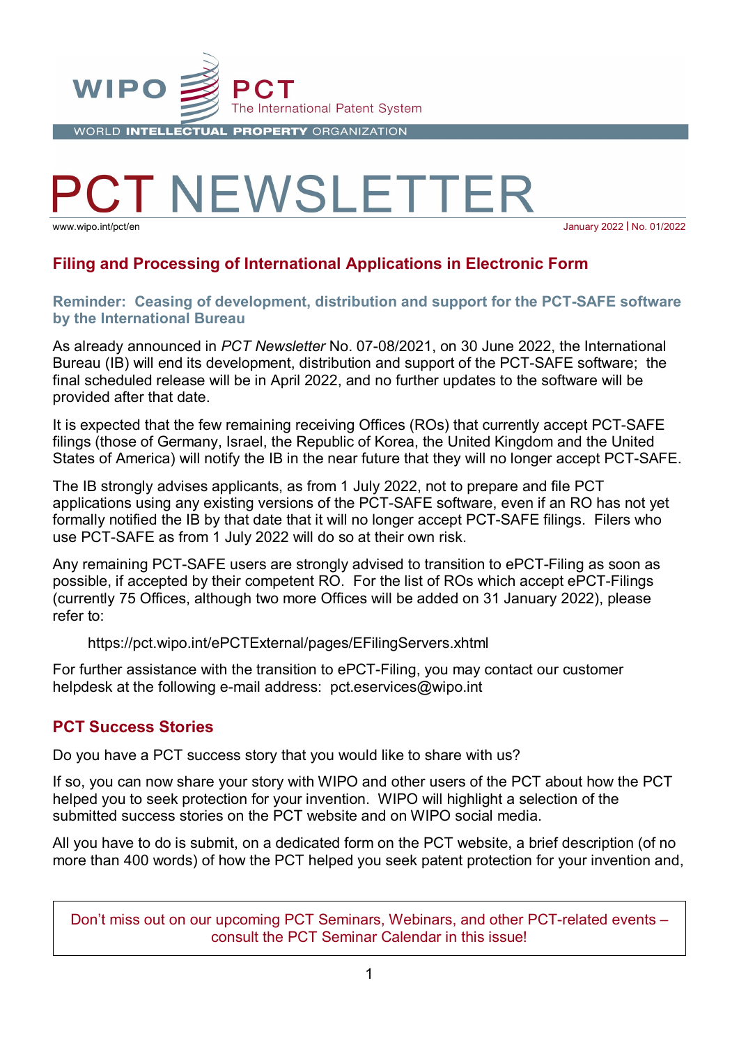# PCT NEWSLETTER

www.wipo.int/pct/en

January 2022 | No. 01/2022

## Filing and Processing of International Applications in Electronic Form

### Reminder: Ceasing of development, distribution and support for the PCT-SAFE software by the International Bureau

As already announced in *PCT Newsletter* No. 07-08/2021, on 30 June 2022, the International Bureau (IB) will end its development, distribution and support of the PCT-SAFE software; the final scheduled release will be in April 2022, and no further updates to the software will be provided after that date.

It is expected that the few remaining receiving Offices (ROs) that currently accept PCT-SAFE filings (those of Germany, Israel, the Republic of Korea, the United Kingdom and the United States of America) will notify the IB in the near future that they will no longer accept PCT-SAFE.

The IB strongly advises applicants, as from 1 July 2022, not to prepare and file PCT applications using any existing versions of the PCT-SAFE software, even if an RO has not yet formally notified the IB by that date that it will no longer accept PCT-SAFE filings. Filers who use PCT-SAFE as from 1 July 2022 will do so at their own risk.

Any remaining PCT-SAFE users are strongly advised to transition to ePCT-Filing as soon as possible, if accepted by their competent RO. For the list of ROs which accept ePCT-Filings (currently 75 Offices, although two more Offices will be added on 31 January 2022), please refer to:

https://pct.wipo.int/ePCTExternal/pages/EFilingServers.xhtml

For further assistance with the transition to ePCT-Filing, you may contact our customer helpdesk at the following e-mail address: pct.eservices@wipo.int

## PCT Success Stories

Do you have a PCT success story that you would like to share with us?

If so, you can now share your story with WIPO and other users of the PCT about how the PCT helped you to seek protection for your invention. WIPO will highlight a selection of the submitted success stories on the PCT website and on WIPO social media.

All you have to do is submit, on a dedicated form on the PCT website, a brief description (of no more than 400 words) of how the PCT helped you seek patent protection for your invention and,

Don't miss out on our upcoming PCT Seminars, Webinars, and other PCT-related events – consult the PCT Seminar Calendar in this issue!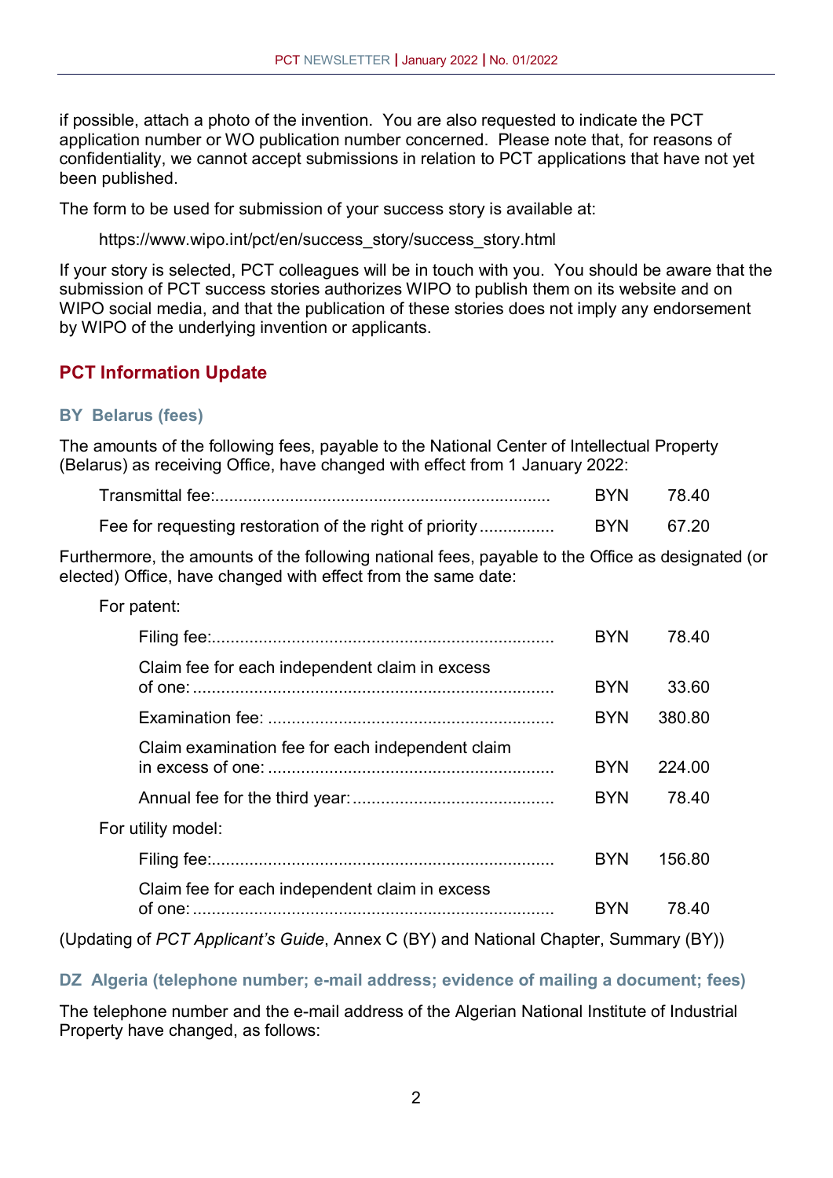if possible, attach a photo of the invention. You are also requested to indicate the PCT application number or WO publication number concerned. Please note that, for reasons of confidentiality, we cannot accept submissions in relation to PCT applications that have not yet been published.

The form to be used for submission of your success story is available at:

https://www.wipo.int/pct/en/success_story/success_story.html

If your story is selected, PCT colleagues will be in touch with you. You should be aware that the submission of PCT success stories authorizes WIPO to publish them on its website and on WIPO social media, and that the publication of these stories does not imply any endorsement by WIPO of the underlying invention or applicants.

## PCT Information Update

### BY Belarus (fees)

The amounts of the following fees, payable to the National Center of Intellectual Property (Belarus) as receiving Office, have changed with effect from 1 January 2022:

| | | |
|---|---|---|
| Transmittal fee: | BYN | 78.40 |
| Fee for requesting restoration of the right of priority | BYN | 67.20 |

Furthermore, the amounts of the following national fees, payable to the Office as designated (or elected) Office, have changed with effect from the same date:

For patent:

| | | |
|---|---|---|
| Filing fee: | BYN | 78.40 |
| Claim fee for each independent claim in excess of one: | BYN | 33.60 |
| Examination fee: | BYN | 380.80 |
| Claim examination fee for each independent claim in excess of one: | BYN | 224.00 |
| Annual fee for the third year: | BYN | 78.40 |

For utility model:

| | | |
|---|---|---|
| Filing fee: | BYN | 156.80 |
| Claim fee for each independent claim in excess of one: | BYN | 78.40 |

(Updating of *PCT Applicant's Guide*, Annex C (BY) and National Chapter, Summary (BY))

### DZ Algeria (telephone number; e-mail address; evidence of mailing a document; fees)

The telephone number and the e-mail address of the Algerian National Institute of Industrial Property have changed, as follows: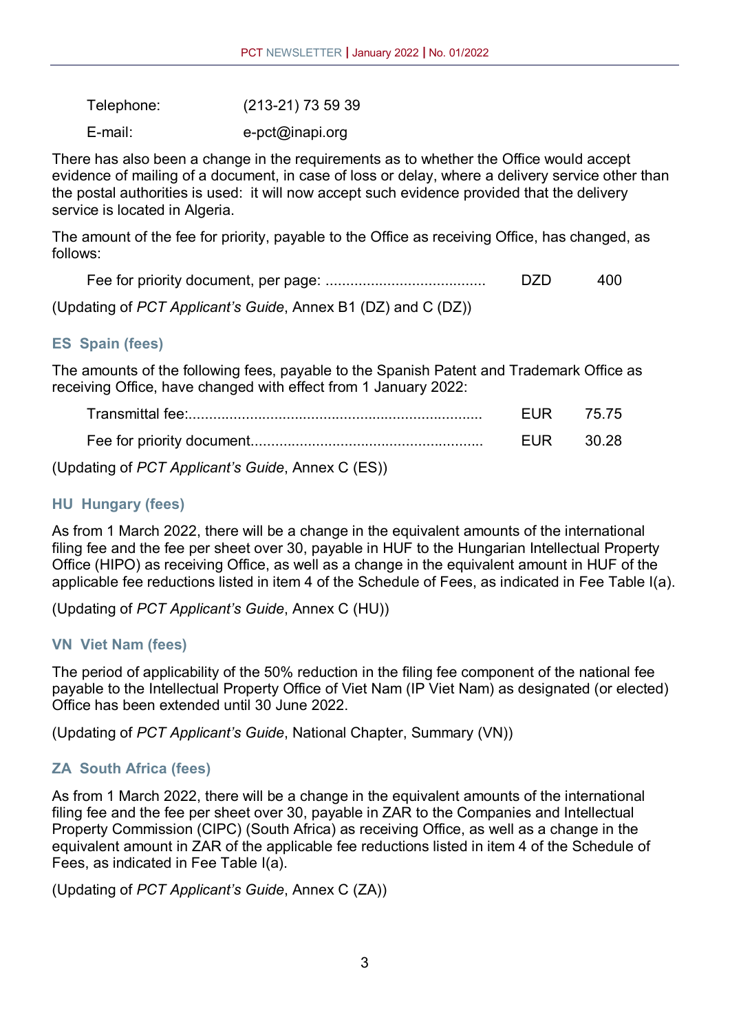| | |
|---|---|
| Telephone: | (213-21) 73 59 39 |
| E-mail: | e-pct@inapi.org |

There has also been a change in the requirements as to whether the Office would accept evidence of mailing of a document, in case of loss or delay, where a delivery service other than the postal authorities is used: it will now accept such evidence provided that the delivery service is located in Algeria.

The amount of the fee for priority, payable to the Office as receiving Office, has changed, as follows:

| | | |
|---|---|---|
| Fee for priority document, per page: ....................................... | DZD | 400 |

(Updating of *PCT Applicant's Guide*, Annex B1 (DZ) and C (DZ))

### ES Spain (fees)

The amounts of the following fees, payable to the Spanish Patent and Trademark Office as receiving Office, have changed with effect from 1 January 2022:

| | | |
|---|---|---|
| Transmittal fee:....................................................................... | EUR | 75.75 |
| Fee for priority document........................................................ | EUR | 30.28 |

(Updating of *PCT Applicant's Guide*, Annex C (ES))

### HU Hungary (fees)

As from 1 March 2022, there will be a change in the equivalent amounts of the international filing fee and the fee per sheet over 30, payable in HUF to the Hungarian Intellectual Property Office (HIPO) as receiving Office, as well as a change in the equivalent amount in HUF of the applicable fee reductions listed in item 4 of the Schedule of Fees, as indicated in Fee Table I(a).

(Updating of *PCT Applicant's Guide*, Annex C (HU))

### VN Viet Nam (fees)

The period of applicability of the 50% reduction in the filing fee component of the national fee payable to the Intellectual Property Office of Viet Nam (IP Viet Nam) as designated (or elected) Office has been extended until 30 June 2022.

(Updating of *PCT Applicant's Guide*, National Chapter, Summary (VN))

### ZA South Africa (fees)

As from 1 March 2022, there will be a change in the equivalent amounts of the international filing fee and the fee per sheet over 30, payable in ZAR to the Companies and Intellectual Property Commission (CIPC) (South Africa) as receiving Office, as well as a change in the equivalent amount in ZAR of the applicable fee reductions listed in item 4 of the Schedule of Fees, as indicated in Fee Table I(a).

(Updating of *PCT Applicant's Guide*, Annex C (ZA))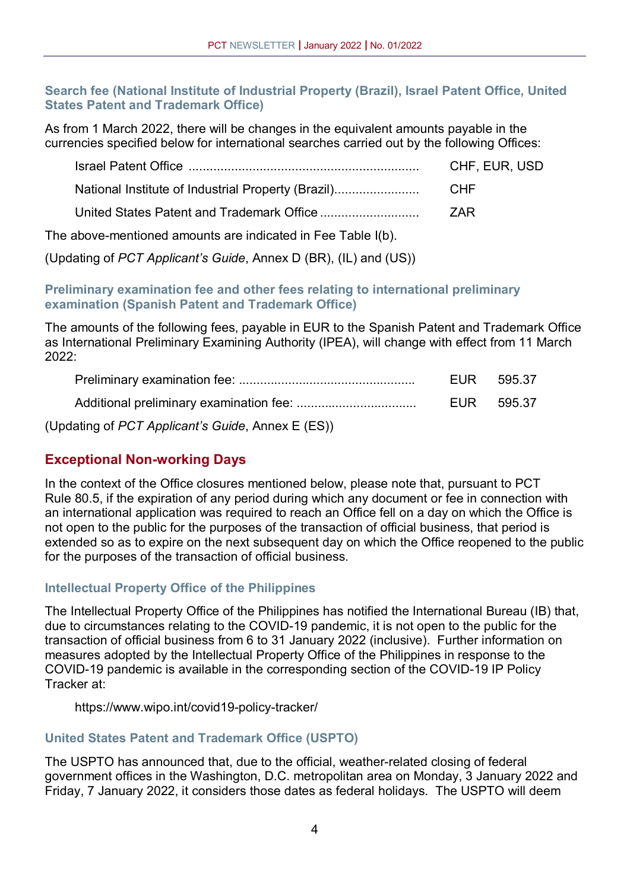### Search fee (National Institute of Industrial Property (Brazil), Israel Patent Office, United States Patent and Trademark Office)

As from 1 March 2022, there will be changes in the equivalent amounts payable in the currencies specified below for international searches carried out by the following Offices:

| | |
|---|---|
| Israel Patent Office ................................................................ | CHF, EUR, USD |
| National Institute of Industrial Property (Brazil)........................ | CHF |
| United States Patent and Trademark Office ............................ | ZAR |

The above-mentioned amounts are indicated in Fee Table I(b).

(Updating of *PCT Applicant's Guide*, Annex D (BR), (IL) and (US))

### Preliminary examination fee and other fees relating to international preliminary examination (Spanish Patent and Trademark Office)

The amounts of the following fees, payable in EUR to the Spanish Patent and Trademark Office as International Preliminary Examining Authority (IPEA), will change with effect from 11 March 2022:

| | | |
|---|---|---|
| Preliminary examination fee: ................................................. | EUR | 595.37 |
| Additional preliminary examination fee: ................................. | EUR | 595.37 |

(Updating of *PCT Applicant's Guide*, Annex E (ES))

## Exceptional Non-working Days

In the context of the Office closures mentioned below, please note that, pursuant to PCT Rule 80.5, if the expiration of any period during which any document or fee in connection with an international application was required to reach an Office fell on a day on which the Office is not open to the public for the purposes of the transaction of official business, that period is extended so as to expire on the next subsequent day on which the Office reopened to the public for the purposes of the transaction of official business.

### Intellectual Property Office of the Philippines

The Intellectual Property Office of the Philippines has notified the International Bureau (IB) that, due to circumstances relating to the COVID-19 pandemic, it is not open to the public for the transaction of official business from 6 to 31 January 2022 (inclusive). Further information on measures adopted by the Intellectual Property Office of the Philippines in response to the COVID-19 pandemic is available in the corresponding section of the COVID-19 IP Policy Tracker at:

https://www.wipo.int/covid19-policy-tracker/

### United States Patent and Trademark Office (USPTO)

The USPTO has announced that, due to the official, weather-related closing of federal government offices in the Washington, D.C. metropolitan area on Monday, 3 January 2022 and Friday, 7 January 2022, it considers those dates as federal holidays. The USPTO will deem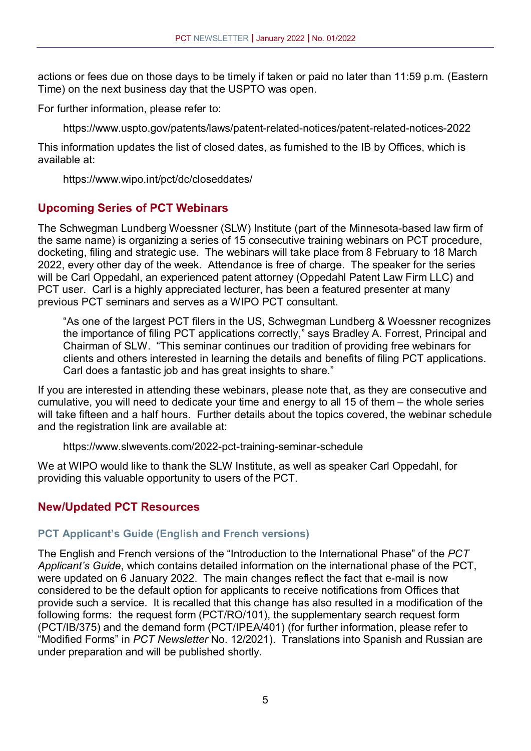actions or fees due on those days to be timely if taken or paid no later than 11:59 p.m. (Eastern Time) on the next business day that the USPTO was open.

For further information, please refer to:

> https://www.uspto.gov/patents/laws/patent-related-notices/patent-related-notices-2022

This information updates the list of closed dates, as furnished to the IB by Offices, which is available at:

> https://www.wipo.int/pct/dc/closeddates/

## Upcoming Series of PCT Webinars

The Schwegman Lundberg Woessner (SLW) Institute (part of the Minnesota-based law firm of the same name) is organizing a series of 15 consecutive training webinars on PCT procedure, docketing, filing and strategic use. The webinars will take place from 8 February to 18 March 2022, every other day of the week. Attendance is free of charge. The speaker for the series will be Carl Oppedahl, an experienced patent attorney (Oppedahl Patent Law Firm LLC) and PCT user. Carl is a highly appreciated lecturer, has been a featured presenter at many previous PCT seminars and serves as a WIPO PCT consultant.

> "As one of the largest PCT filers in the US, Schwegman Lundberg & Woessner recognizes the importance of filing PCT applications correctly," says Bradley A. Forrest, Principal and Chairman of SLW. "This seminar continues our tradition of providing free webinars for clients and others interested in learning the details and benefits of filing PCT applications. Carl does a fantastic job and has great insights to share."

If you are interested in attending these webinars, please note that, as they are consecutive and cumulative, you will need to dedicate your time and energy to all 15 of them – the whole series will take fifteen and a half hours. Further details about the topics covered, the webinar schedule and the registration link are available at:

> https://www.slwevents.com/2022-pct-training-seminar-schedule

We at WIPO would like to thank the SLW Institute, as well as speaker Carl Oppedahl, for providing this valuable opportunity to users of the PCT.

## New/Updated PCT Resources

### PCT Applicant's Guide (English and French versions)

The English and French versions of the "Introduction to the International Phase" of the *PCT Applicant's Guide*, which contains detailed information on the international phase of the PCT, were updated on 6 January 2022. The main changes reflect the fact that e-mail is now considered to be the default option for applicants to receive notifications from Offices that provide such a service. It is recalled that this change has also resulted in a modification of the following forms: the request form (PCT/RO/101), the supplementary search request form (PCT/IB/375) and the demand form (PCT/IPEA/401) (for further information, please refer to "Modified Forms" in *PCT Newsletter* No. 12/2021). Translations into Spanish and Russian are under preparation and will be published shortly.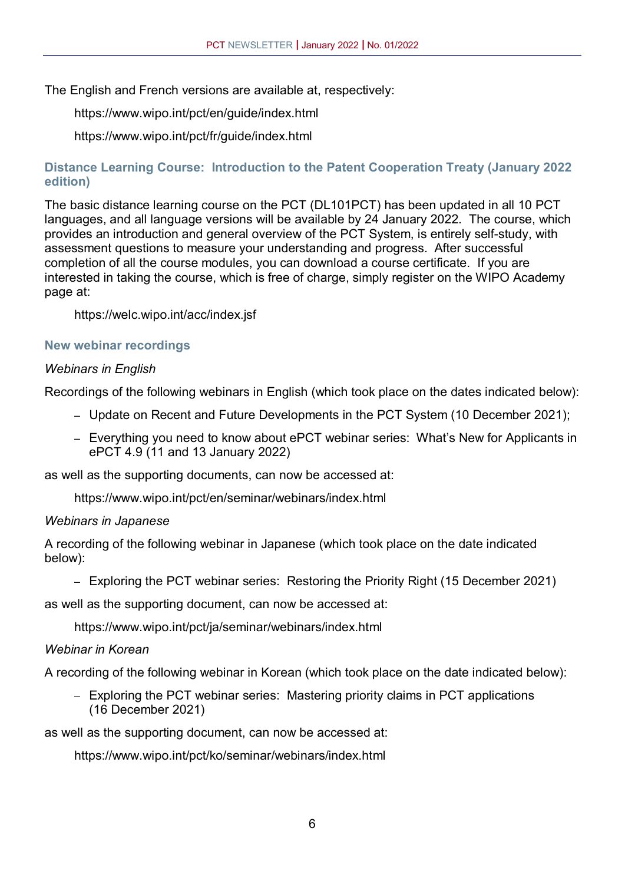The English and French versions are available at, respectively:

https://www.wipo.int/pct/en/guide/index.html

https://www.wipo.int/pct/fr/guide/index.html

### Distance Learning Course: Introduction to the Patent Cooperation Treaty (January 2022 edition)

The basic distance learning course on the PCT (DL101PCT) has been updated in all 10 PCT languages, and all language versions will be available by 24 January 2022. The course, which provides an introduction and general overview of the PCT System, is entirely self-study, with assessment questions to measure your understanding and progress. After successful completion of all the course modules, you can download a course certificate. If you are interested in taking the course, which is free of charge, simply register on the WIPO Academy page at:

https://welc.wipo.int/acc/index.jsf

### New webinar recordings

*Webinars in English*

Recordings of the following webinars in English (which took place on the dates indicated below):

- Update on Recent and Future Developments in the PCT System (10 December 2021);
- Everything you need to know about ePCT webinar series: What's New for Applicants in ePCT 4.9 (11 and 13 January 2022)

as well as the supporting documents, can now be accessed at:

https://www.wipo.int/pct/en/seminar/webinars/index.html

*Webinars in Japanese*

A recording of the following webinar in Japanese (which took place on the date indicated below):

- Exploring the PCT webinar series: Restoring the Priority Right (15 December 2021)

as well as the supporting document, can now be accessed at:

https://www.wipo.int/pct/ja/seminar/webinars/index.html

*Webinar in Korean*

A recording of the following webinar in Korean (which took place on the date indicated below):

- Exploring the PCT webinar series: Mastering priority claims in PCT applications (16 December 2021)

as well as the supporting document, can now be accessed at:

https://www.wipo.int/pct/ko/seminar/webinars/index.html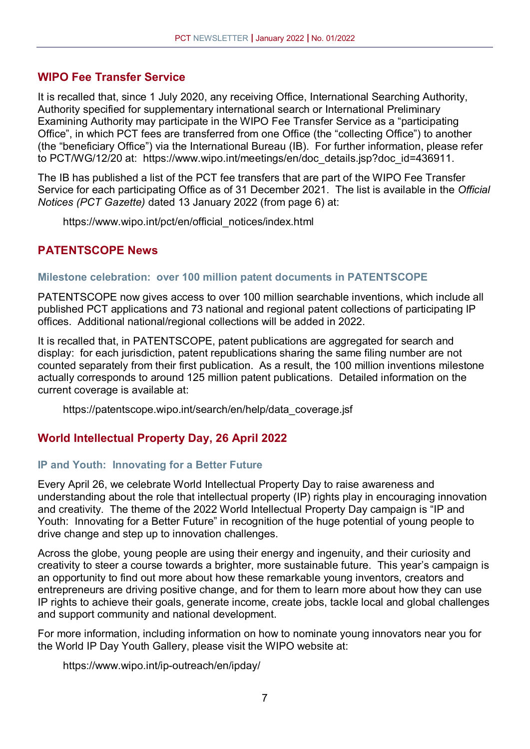## WIPO Fee Transfer Service

It is recalled that, since 1 July 2020, any receiving Office, International Searching Authority, Authority specified for supplementary international search or International Preliminary Examining Authority may participate in the WIPO Fee Transfer Service as a "participating Office", in which PCT fees are transferred from one Office (the "collecting Office") to another (the "beneficiary Office") via the International Bureau (IB). For further information, please refer to PCT/WG/12/20 at: https://www.wipo.int/meetings/en/doc_details.jsp?doc_id=436911.

The IB has published a list of the PCT fee transfers that are part of the WIPO Fee Transfer Service for each participating Office as of 31 December 2021. The list is available in the *Official Notices (PCT Gazette)* dated 13 January 2022 (from page 6) at:

https://www.wipo.int/pct/en/official_notices/index.html

## PATENTSCOPE News

### Milestone celebration: over 100 million patent documents in PATENTSCOPE

PATENTSCOPE now gives access to over 100 million searchable inventions, which include all published PCT applications and 73 national and regional patent collections of participating IP offices. Additional national/regional collections will be added in 2022.

It is recalled that, in PATENTSCOPE, patent publications are aggregated for search and display: for each jurisdiction, patent republications sharing the same filing number are not counted separately from their first publication. As a result, the 100 million inventions milestone actually corresponds to around 125 million patent publications. Detailed information on the current coverage is available at:

https://patentscope.wipo.int/search/en/help/data_coverage.jsf

## World Intellectual Property Day, 26 April 2022

### IP and Youth: Innovating for a Better Future

Every April 26, we celebrate World Intellectual Property Day to raise awareness and understanding about the role that intellectual property (IP) rights play in encouraging innovation and creativity. The theme of the 2022 World Intellectual Property Day campaign is "IP and Youth: Innovating for a Better Future" in recognition of the huge potential of young people to drive change and step up to innovation challenges.

Across the globe, young people are using their energy and ingenuity, and their curiosity and creativity to steer a course towards a brighter, more sustainable future. This year's campaign is an opportunity to find out more about how these remarkable young inventors, creators and entrepreneurs are driving positive change, and for them to learn more about how they can use IP rights to achieve their goals, generate income, create jobs, tackle local and global challenges and support community and national development.

For more information, including information on how to nominate young innovators near you for the World IP Day Youth Gallery, please visit the WIPO website at:

https://www.wipo.int/ip-outreach/en/ipday/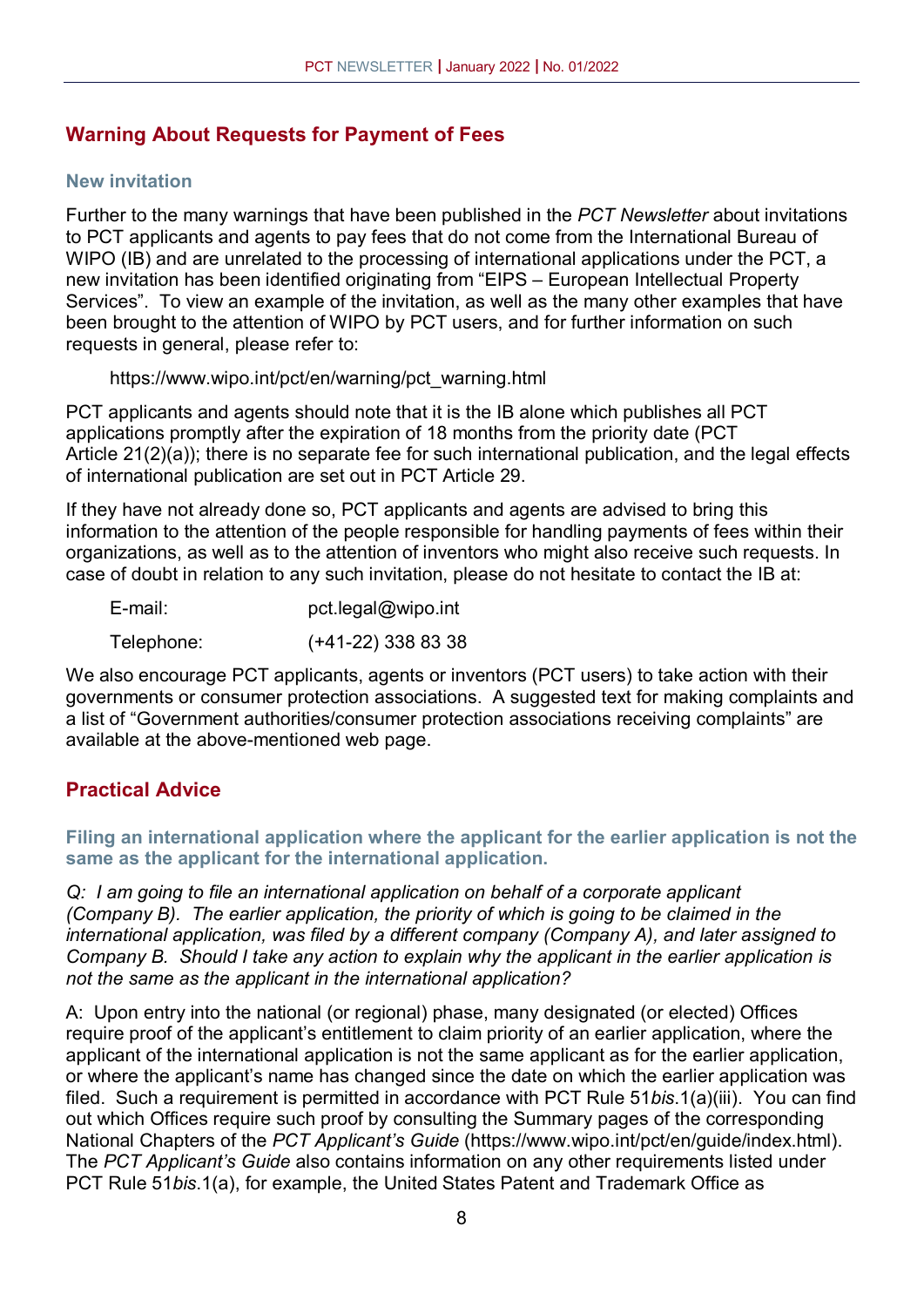## Warning About Requests for Payment of Fees

### New invitation

Further to the many warnings that have been published in the *PCT Newsletter* about invitations to PCT applicants and agents to pay fees that do not come from the International Bureau of WIPO (IB) and are unrelated to the processing of international applications under the PCT, a new invitation has been identified originating from "EIPS – European Intellectual Property Services". To view an example of the invitation, as well as the many other examples that have been brought to the attention of WIPO by PCT users, and for further information on such requests in general, please refer to:

https://www.wipo.int/pct/en/warning/pct_warning.html

PCT applicants and agents should note that it is the IB alone which publishes all PCT applications promptly after the expiration of 18 months from the priority date (PCT Article 21(2)(a)); there is no separate fee for such international publication, and the legal effects of international publication are set out in PCT Article 29.

If they have not already done so, PCT applicants and agents are advised to bring this information to the attention of the people responsible for handling payments of fees within their organizations, as well as to the attention of inventors who might also receive such requests. In case of doubt in relation to any such invitation, please do not hesitate to contact the IB at:

E-mail: pct.legal@wipo.int

Telephone: (+41-22) 338 83 38

We also encourage PCT applicants, agents or inventors (PCT users) to take action with their governments or consumer protection associations. A suggested text for making complaints and a list of "Government authorities/consumer protection associations receiving complaints" are available at the above-mentioned web page.

## Practical Advice

### Filing an international application where the applicant for the earlier application is not the same as the applicant for the international application.

*Q: I am going to file an international application on behalf of a corporate applicant (Company B). The earlier application, the priority of which is going to be claimed in the international application, was filed by a different company (Company A), and later assigned to Company B. Should I take any action to explain why the applicant in the earlier application is not the same as the applicant in the international application?*

A: Upon entry into the national (or regional) phase, many designated (or elected) Offices require proof of the applicant's entitlement to claim priority of an earlier application, where the applicant of the international application is not the same applicant as for the earlier application, or where the applicant's name has changed since the date on which the earlier application was filed. Such a requirement is permitted in accordance with PCT Rule 51*bis*.1(a)(iii). You can find out which Offices require such proof by consulting the Summary pages of the corresponding National Chapters of the *PCT Applicant's Guide* (https://www.wipo.int/pct/en/guide/index.html). The *PCT Applicant's Guide* also contains information on any other requirements listed under PCT Rule 51*bis*.1(a), for example, the United States Patent and Trademark Office as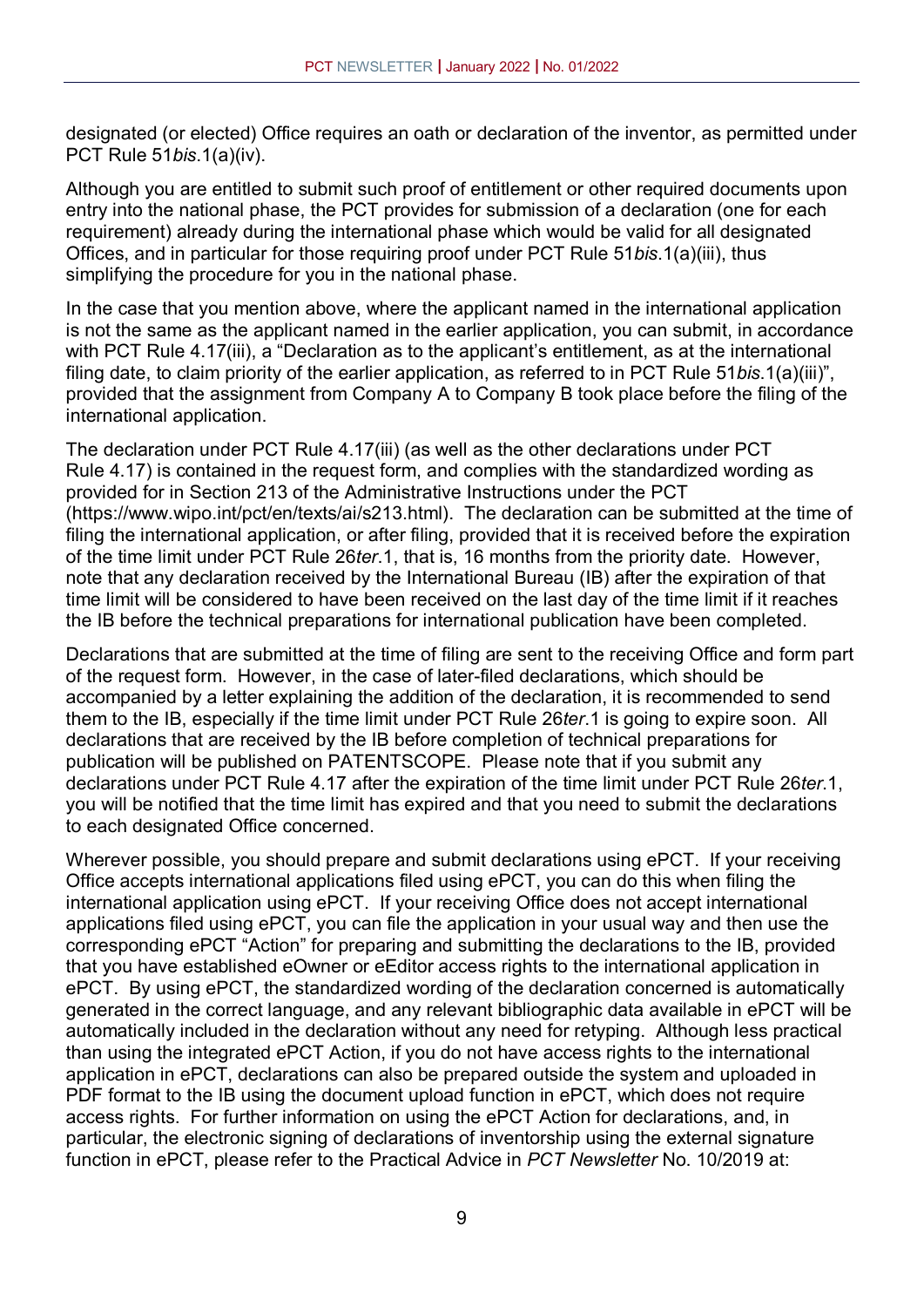designated (or elected) Office requires an oath or declaration of the inventor, as permitted under PCT Rule 51*bis*.1(a)(iv).

Although you are entitled to submit such proof of entitlement or other required documents upon entry into the national phase, the PCT provides for submission of a declaration (one for each requirement) already during the international phase which would be valid for all designated Offices, and in particular for those requiring proof under PCT Rule 51*bis*.1(a)(iii), thus simplifying the procedure for you in the national phase.

In the case that you mention above, where the applicant named in the international application is not the same as the applicant named in the earlier application, you can submit, in accordance with PCT Rule 4.17(iii), a "Declaration as to the applicant's entitlement, as at the international filing date, to claim priority of the earlier application, as referred to in PCT Rule 51*bis*.1(a)(iii)", provided that the assignment from Company A to Company B took place before the filing of the international application.

The declaration under PCT Rule 4.17(iii) (as well as the other declarations under PCT Rule 4.17) is contained in the request form, and complies with the standardized wording as provided for in Section 213 of the Administrative Instructions under the PCT (https://www.wipo.int/pct/en/texts/ai/s213.html). The declaration can be submitted at the time of filing the international application, or after filing, provided that it is received before the expiration of the time limit under PCT Rule 26*ter*.1, that is, 16 months from the priority date. However, note that any declaration received by the International Bureau (IB) after the expiration of that time limit will be considered to have been received on the last day of the time limit if it reaches the IB before the technical preparations for international publication have been completed.

Declarations that are submitted at the time of filing are sent to the receiving Office and form part of the request form. However, in the case of later-filed declarations, which should be accompanied by a letter explaining the addition of the declaration, it is recommended to send them to the IB, especially if the time limit under PCT Rule 26*ter*.1 is going to expire soon. All declarations that are received by the IB before completion of technical preparations for publication will be published on PATENTSCOPE. Please note that if you submit any declarations under PCT Rule 4.17 after the expiration of the time limit under PCT Rule 26*ter*.1, you will be notified that the time limit has expired and that you need to submit the declarations to each designated Office concerned.

Wherever possible, you should prepare and submit declarations using ePCT. If your receiving Office accepts international applications filed using ePCT, you can do this when filing the international application using ePCT. If your receiving Office does not accept international applications filed using ePCT, you can file the application in your usual way and then use the corresponding ePCT "Action" for preparing and submitting the declarations to the IB, provided that you have established eOwner or eEditor access rights to the international application in ePCT. By using ePCT, the standardized wording of the declaration concerned is automatically generated in the correct language, and any relevant bibliographic data available in ePCT will be automatically included in the declaration without any need for retyping. Although less practical than using the integrated ePCT Action, if you do not have access rights to the international application in ePCT, declarations can also be prepared outside the system and uploaded in PDF format to the IB using the document upload function in ePCT, which does not require access rights. For further information on using the ePCT Action for declarations, and, in particular, the electronic signing of declarations of inventorship using the external signature function in ePCT, please refer to the Practical Advice in *PCT Newsletter* No. 10/2019 at: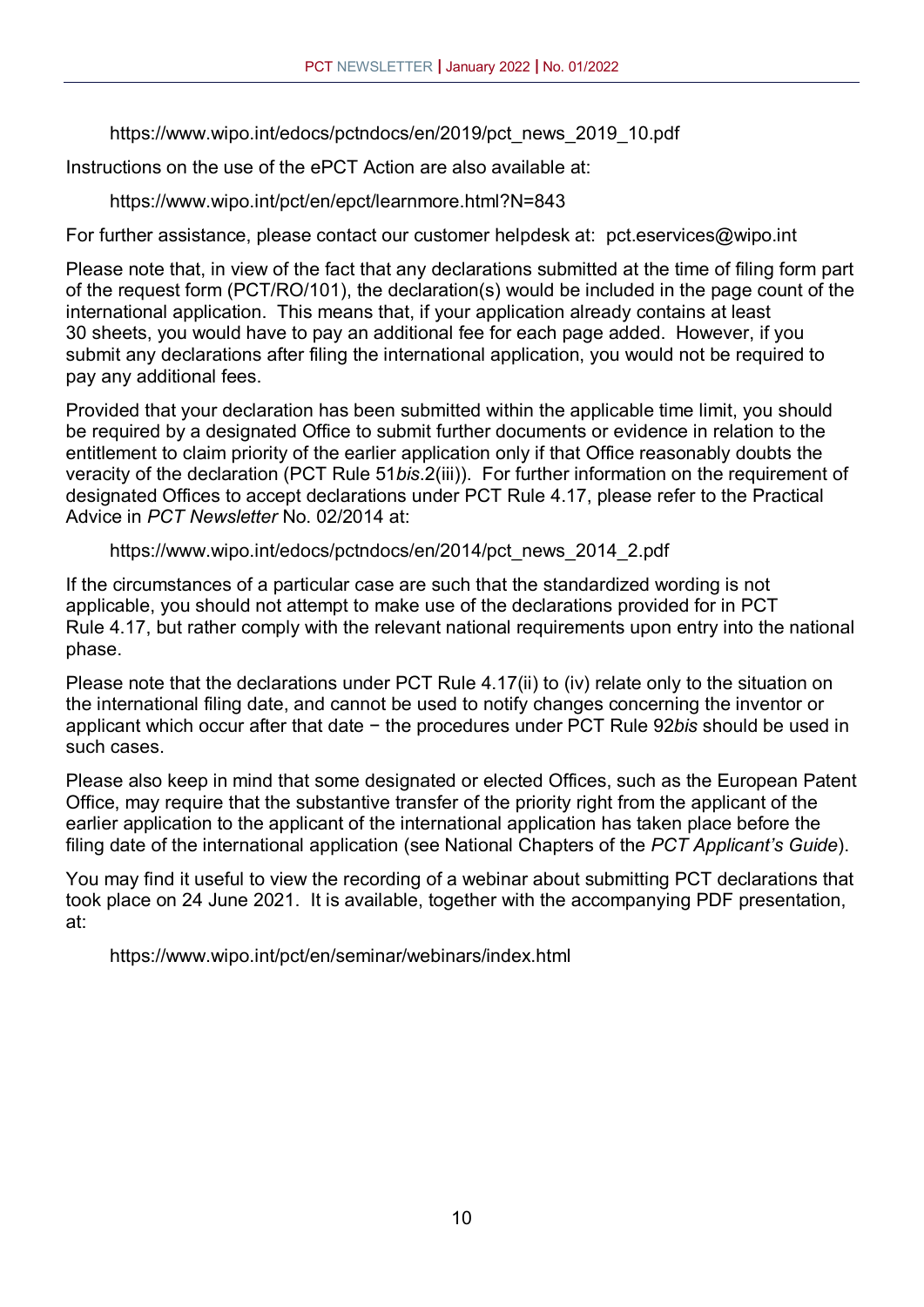https://www.wipo.int/edocs/pctndocs/en/2019/pct_news_2019_10.pdf

Instructions on the use of the ePCT Action are also available at:

https://www.wipo.int/pct/en/epct/learnmore.html?N=843

For further assistance, please contact our customer helpdesk at: pct.eservices@wipo.int

Please note that, in view of the fact that any declarations submitted at the time of filing form part of the request form (PCT/RO/101), the declaration(s) would be included in the page count of the international application. This means that, if your application already contains at least 30 sheets, you would have to pay an additional fee for each page added. However, if you submit any declarations after filing the international application, you would not be required to pay any additional fees.

Provided that your declaration has been submitted within the applicable time limit, you should be required by a designated Office to submit further documents or evidence in relation to the entitlement to claim priority of the earlier application only if that Office reasonably doubts the veracity of the declaration (PCT Rule 51*bis*.2(iii)). For further information on the requirement of designated Offices to accept declarations under PCT Rule 4.17, please refer to the Practical Advice in *PCT Newsletter* No. 02/2014 at:

https://www.wipo.int/edocs/pctndocs/en/2014/pct_news_2014_2.pdf

If the circumstances of a particular case are such that the standardized wording is not applicable, you should not attempt to make use of the declarations provided for in PCT Rule 4.17, but rather comply with the relevant national requirements upon entry into the national phase.

Please note that the declarations under PCT Rule 4.17(ii) to (iv) relate only to the situation on the international filing date, and cannot be used to notify changes concerning the inventor or applicant which occur after that date − the procedures under PCT Rule 92*bis* should be used in such cases.

Please also keep in mind that some designated or elected Offices, such as the European Patent Office, may require that the substantive transfer of the priority right from the applicant of the earlier application to the applicant of the international application has taken place before the filing date of the international application (see National Chapters of the *PCT Applicant's Guide*).

You may find it useful to view the recording of a webinar about submitting PCT declarations that took place on 24 June 2021. It is available, together with the accompanying PDF presentation, at:

https://www.wipo.int/pct/en/seminar/webinars/index.html